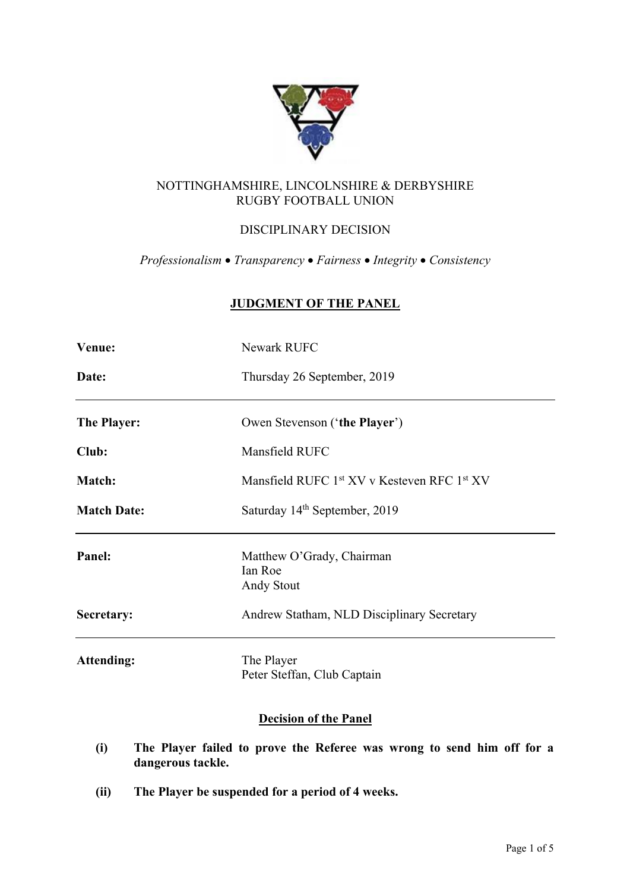NOTTINGHAMSHIRE, LINCOLNSHIRE & DERBYSHIRE
RUGBY FOOTBALL UNION

DISCIPLINARY DECISION

*Professionalism • Transparency • Fairness • Integrity • Consistency*

## JUDGMENT OF THE PANEL

| | |
|---|---|
| **Venue:** | Newark RUFC |
| **Date:** | Thursday 26 September, 2019 |
| **The Player:** | Owen Stevenson ('**the Player**') |
| **Club:** | Mansfield RUFC |
| **Match:** | Mansfield RUFC 1st XV v Kesteven RFC 1st XV |
| **Match Date:** | Saturday 14th September, 2019 |
| **Panel:** | Matthew O'Grady, Chairman<br>Ian Roe<br>Andy Stout |
| **Secretary:** | Andrew Statham, NLD Disciplinary Secretary |
| **Attending:** | The Player<br>Peter Steffan, Club Captain |

### Decision of the Panel

**(i) The Player failed to prove the Referee was wrong to send him off for a dangerous tackle.**

**(ii) The Player be suspended for a period of 4 weeks.**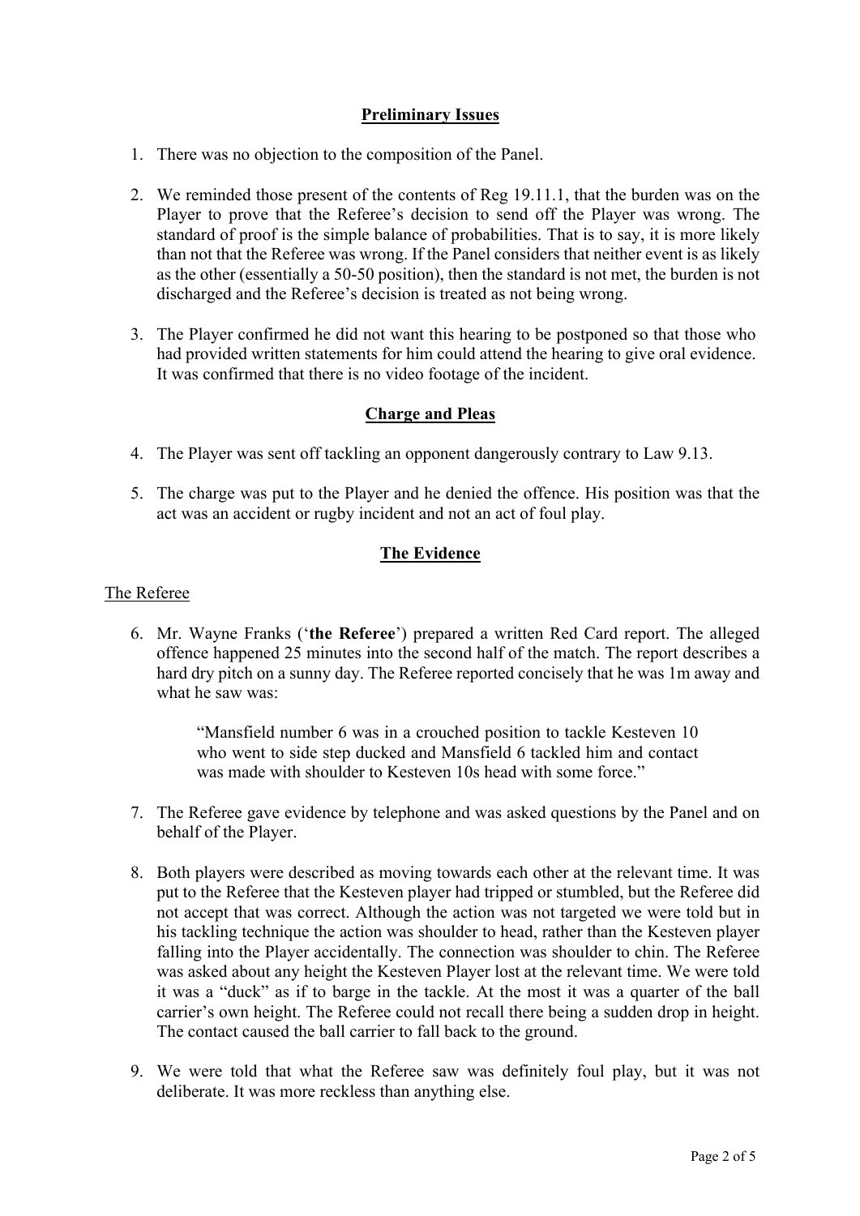## Preliminary Issues

1. There was no objection to the composition of the Panel.

2. We reminded those present of the contents of Reg 19.11.1, that the burden was on the Player to prove that the Referee's decision to send off the Player was wrong. The standard of proof is the simple balance of probabilities. That is to say, it is more likely than not that the Referee was wrong. If the Panel considers that neither event is as likely as the other (essentially a 50-50 position), then the standard is not met, the burden is not discharged and the Referee's decision is treated as not being wrong.

3. The Player confirmed he did not want this hearing to be postponed so that those who had provided written statements for him could attend the hearing to give oral evidence. It was confirmed that there is no video footage of the incident.

## Charge and Pleas

4. The Player was sent off tackling an opponent dangerously contrary to Law 9.13.

5. The charge was put to the Player and he denied the offence. His position was that the act was an accident or rugby incident and not an act of foul play.

## The Evidence

### The Referee

6. Mr. Wayne Franks ('**the Referee**') prepared a written Red Card report. The alleged offence happened 25 minutes into the second half of the match. The report describes a hard dry pitch on a sunny day. The Referee reported concisely that he was 1m away and what he saw was:

   > "Mansfield number 6 was in a crouched position to tackle Kesteven 10 who went to side step ducked and Mansfield 6 tackled him and contact was made with shoulder to Kesteven 10s head with some force."

7. The Referee gave evidence by telephone and was asked questions by the Panel and on behalf of the Player.

8. Both players were described as moving towards each other at the relevant time. It was put to the Referee that the Kesteven player had tripped or stumbled, but the Referee did not accept that was correct. Although the action was not targeted we were told but in his tackling technique the action was shoulder to head, rather than the Kesteven player falling into the Player accidentally. The connection was shoulder to chin. The Referee was asked about any height the Kesteven Player lost at the relevant time. We were told it was a "duck" as if to barge in the tackle. At the most it was a quarter of the ball carrier's own height. The Referee could not recall there being a sudden drop in height. The contact caused the ball carrier to fall back to the ground.

9. We were told that what the Referee saw was definitely foul play, but it was not deliberate. It was more reckless than anything else.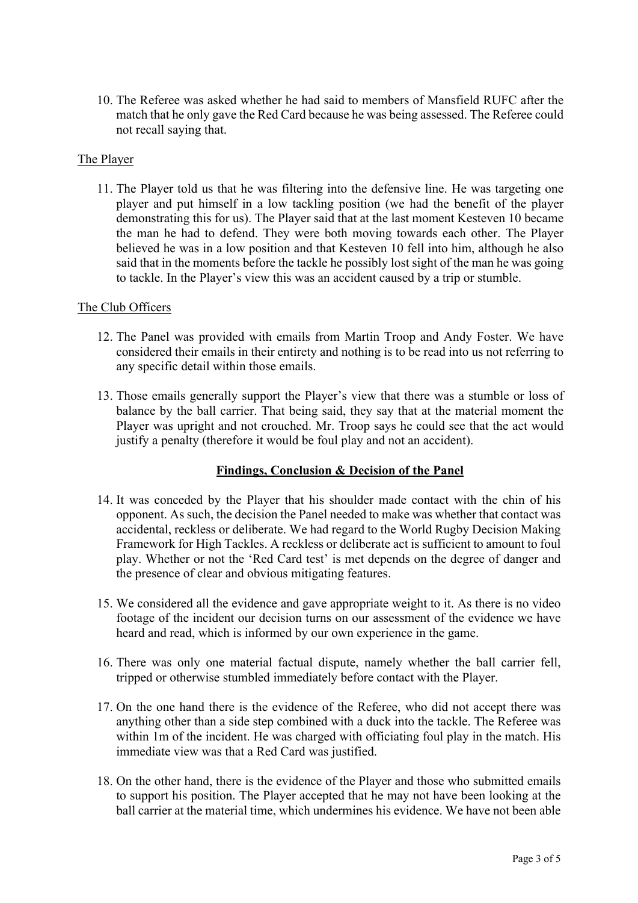10. The Referee was asked whether he had said to members of Mansfield RUFC after the match that he only gave the Red Card because he was being assessed. The Referee could not recall saying that.

The Player

11. The Player told us that he was filtering into the defensive line. He was targeting one player and put himself in a low tackling position (we had the benefit of the player demonstrating this for us). The Player said that at the last moment Kesteven 10 became the man he had to defend. They were both moving towards each other. The Player believed he was in a low position and that Kesteven 10 fell into him, although he also said that in the moments before the tackle he possibly lost sight of the man he was going to tackle. In the Player's view this was an accident caused by a trip or stumble.

The Club Officers

12. The Panel was provided with emails from Martin Troop and Andy Foster. We have considered their emails in their entirety and nothing is to be read into us not referring to any specific detail within those emails.

13. Those emails generally support the Player's view that there was a stumble or loss of balance by the ball carrier. That being said, they say that at the material moment the Player was upright and not crouched. Mr. Troop says he could see that the act would justify a penalty (therefore it would be foul play and not an accident).

## Findings, Conclusion & Decision of the Panel

14. It was conceded by the Player that his shoulder made contact with the chin of his opponent. As such, the decision the Panel needed to make was whether that contact was accidental, reckless or deliberate. We had regard to the World Rugby Decision Making Framework for High Tackles. A reckless or deliberate act is sufficient to amount to foul play. Whether or not the 'Red Card test' is met depends on the degree of danger and the presence of clear and obvious mitigating features.

15. We considered all the evidence and gave appropriate weight to it. As there is no video footage of the incident our decision turns on our assessment of the evidence we have heard and read, which is informed by our own experience in the game.

16. There was only one material factual dispute, namely whether the ball carrier fell, tripped or otherwise stumbled immediately before contact with the Player.

17. On the one hand there is the evidence of the Referee, who did not accept there was anything other than a side step combined with a duck into the tackle. The Referee was within 1m of the incident. He was charged with officiating foul play in the match. His immediate view was that a Red Card was justified.

18. On the other hand, there is the evidence of the Player and those who submitted emails to support his position. The Player accepted that he may not have been looking at the ball carrier at the material time, which undermines his evidence. We have not been able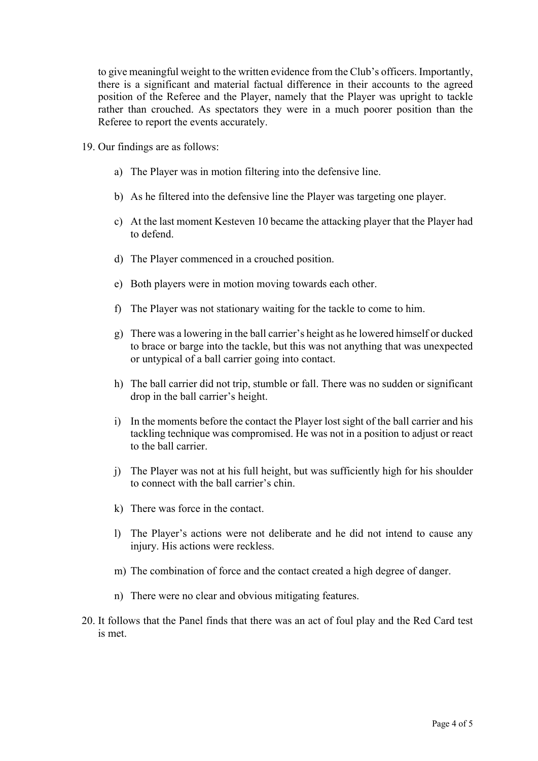to give meaningful weight to the written evidence from the Club's officers. Importantly, there is a significant and material factual difference in their accounts to the agreed position of the Referee and the Player, namely that the Player was upright to tackle rather than crouched. As spectators they were in a much poorer position than the Referee to report the events accurately.

19. Our findings are as follows:

    a) The Player was in motion filtering into the defensive line.

    b) As he filtered into the defensive line the Player was targeting one player.

    c) At the last moment Kesteven 10 became the attacking player that the Player had to defend.

    d) The Player commenced in a crouched position.

    e) Both players were in motion moving towards each other.

    f) The Player was not stationary waiting for the tackle to come to him.

    g) There was a lowering in the ball carrier's height as he lowered himself or ducked to brace or barge into the tackle, but this was not anything that was unexpected or untypical of a ball carrier going into contact.

    h) The ball carrier did not trip, stumble or fall. There was no sudden or significant drop in the ball carrier's height.

    i) In the moments before the contact the Player lost sight of the ball carrier and his tackling technique was compromised. He was not in a position to adjust or react to the ball carrier.

    j) The Player was not at his full height, but was sufficiently high for his shoulder to connect with the ball carrier's chin.

    k) There was force in the contact.

    l) The Player's actions were not deliberate and he did not intend to cause any injury. His actions were reckless.

    m) The combination of force and the contact created a high degree of danger.

    n) There were no clear and obvious mitigating features.

20. It follows that the Panel finds that there was an act of foul play and the Red Card test is met.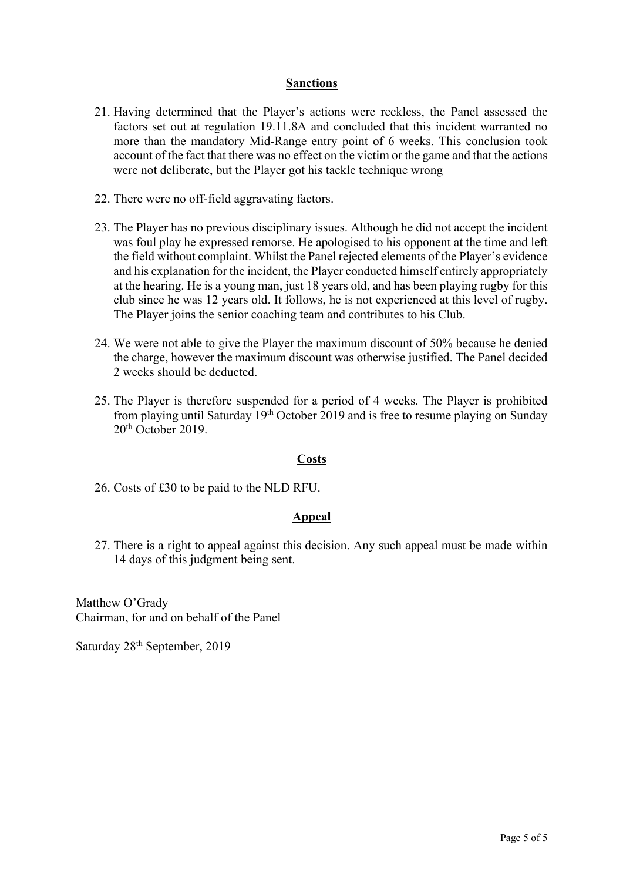## Sanctions

21. Having determined that the Player's actions were reckless, the Panel assessed the factors set out at regulation 19.11.8A and concluded that this incident warranted no more than the mandatory Mid-Range entry point of 6 weeks. This conclusion took account of the fact that there was no effect on the victim or the game and that the actions were not deliberate, but the Player got his tackle technique wrong

22. There were no off-field aggravating factors.

23. The Player has no previous disciplinary issues. Although he did not accept the incident was foul play he expressed remorse. He apologised to his opponent at the time and left the field without complaint. Whilst the Panel rejected elements of the Player's evidence and his explanation for the incident, the Player conducted himself entirely appropriately at the hearing. He is a young man, just 18 years old, and has been playing rugby for this club since he was 12 years old. It follows, he is not experienced at this level of rugby. The Player joins the senior coaching team and contributes to his Club.

24. We were not able to give the Player the maximum discount of 50% because he denied the charge, however the maximum discount was otherwise justified. The Panel decided 2 weeks should be deducted.

25. The Player is therefore suspended for a period of 4 weeks. The Player is prohibited from playing until Saturday 19th October 2019 and is free to resume playing on Sunday 20th October 2019.

## Costs

26. Costs of £30 to be paid to the NLD RFU.

## Appeal

27. There is a right to appeal against this decision. Any such appeal must be made within 14 days of this judgment being sent.

Matthew O'Grady
Chairman, for and on behalf of the Panel

Saturday 28th September, 2019